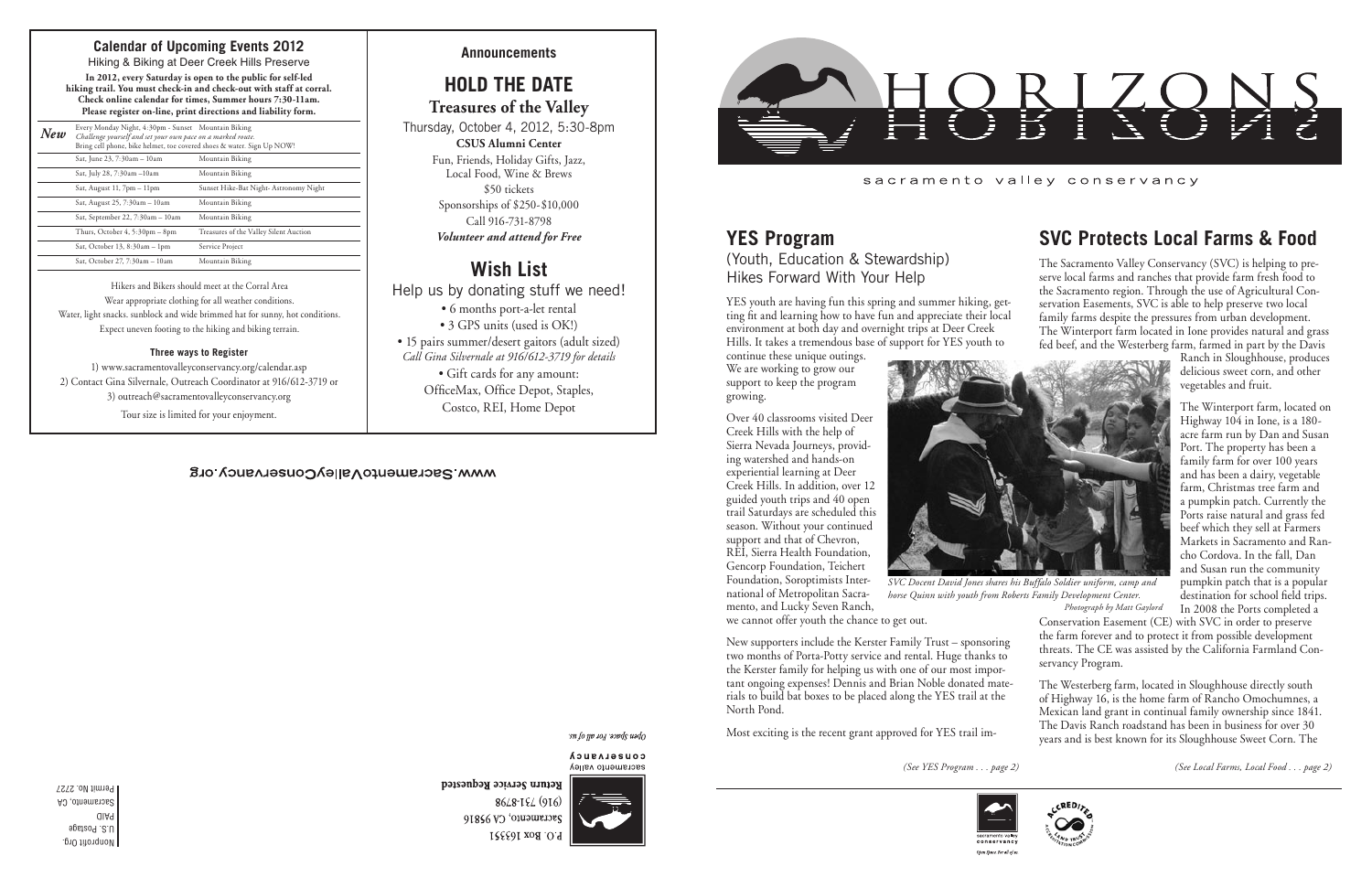## Calendar of Upcoming Events 2012

Hiking & Biking at Deer Creek Hills Preserve

**In 2012, every Saturday is open to the public for self-led hiking trail. You must check-in and check-out with staff at corral. Check online calendar for times, Summer hours 7:30-11am. Please register on-line, print directions and liability form.**

| | | |
|---|---|---|
| *New* | Every Monday Night, 4:30pm - Sunset *Challenge yourself and set your own pace on a marked route.* Bring cell phone, bike helmet, toe covered shoes & water. Sign Up NOW! | Mountain Biking |
| | Sat, June 23, 7:30am – 10am | Mountain Biking |
| | Sat, July 28, 7:30am –10am | Mountain Biking |
| | Sat, August 11, 7pm – 11pm | Sunset Hike-Bat Night- Astronomy Night |
| | Sat, August 25, 7:30am – 10am | Mountain Biking |
| | Sat, September 22, 7:30am – 10am | Mountain Biking |
| | Thurs, October 4, 5:30pm – 8pm | Treasures of the Valley Silent Auction |
| | Sat, October 13, 8:30am – 1pm | Service Project |
| | Sat, October 27, 7:30am – 10am | Mountain Biking |

Hikers and Bikers should meet at the Corral Area

Wear appropriate clothing for all weather conditions.

Water, light snacks. sunblock and wide brimmed hat for sunny, hot conditions.

Expect uneven footing to the hiking and biking terrain.

**Three ways to Register**

1) www.sacramentovalleyconservancy.org/calendar.asp

2) Contact Gina Silvernale, Outreach Coordinator at 916/612-3719 or

3) outreach@sacramentovalleyconservancy.org

Tour size is limited for your enjoyment.

## Announcements

## HOLD THE DATE

### Treasures of the Valley

Thursday, October 4, 2012, 5:30-8pm

**CSUS Alumni Center**

Fun, Friends, Holiday Gifts, Jazz, Local Food, Wine & Brews

$50 tickets

Sponsorships of $250-$10,000

Call 916-731-8798

***Volunteer and attend for Free***

## Wish List

Help us by donating stuff we need!

- 6 months port-a-let rental
- 3 GPS units (used is OK!)
- 15 pairs summer/desert gaitors (adult sized) *Call Gina Silvernale at 916/612-3719 for details*
- Gift cards for any amount: OfficeMax, Office Depot, Staples, Costco, REI, Home Depot

www.SacramentoValleyConservancy.org

P.O. Box 163351
Sacramento, CA 95816
(916) 731-8798
**Return Service Requested**

sacramento valley conservancy

*Open Space. For all of us.*

Nonprofit Org.
U.S. Postage
PAID
Sacramento, CA
Permit No. 2727

# HORIZONS

sacramento valley conservancy

## YES Program

(Youth, Education & Stewardship) Hikes Forward With Your Help

YES youth are having fun this spring and summer hiking, getting fit and learning how to have fun and appreciate their local environment at both day and overnight trips at Deer Creek Hills. It takes a tremendous base of support for YES youth to continue these unique outings. We are working to grow our support to keep the program growing.

Over 40 classrooms visited Deer Creek Hills with the help of Sierra Nevada Journeys, providing watershed and hands-on experiential learning at Deer Creek Hills. In addition, over 12 guided youth trips and 40 open trail Saturdays are scheduled this season. Without your continued support and that of Chevron, REI, Sierra Health Foundation, Gencorp Foundation, Teichert Foundation, Soroptimists International of Metropolitan Sacramento, and Lucky Seven Ranch, we cannot offer youth the chance to get out.

*SVC Docent David Jones shares his Buffalo Soldier uniform, camp and horse Quinn with youth from Roberts Family Development Center. Photograph by Matt Gaylord*

New supporters include the Kerster Family Trust – sponsoring two months of Porta-Potty service and rental. Huge thanks to the Kerster family for helping us with one of our most important ongoing expenses! Dennis and Brian Noble donated materials to build bat boxes to be placed along the YES trail at the North Pond.

Most exciting is the recent grant approved for YES trail im-

*(See YES Program . . . page 2)*

## SVC Protects Local Farms & Food

The Sacramento Valley Conservancy (SVC) is helping to preserve local farms and ranches that provide farm fresh food to the Sacramento region. Through the use of Agricultural Conservation Easements, SVC is able to help preserve two local family farms despite the pressures from urban development. The Winterport farm located in Ione provides natural and grass fed beef, and the Westerberg farm, farmed in part by the Davis Ranch in Sloughhouse, produces delicious sweet corn, and other vegetables and fruit.

The Winterport farm, located on Highway 104 in Ione, is a 180-acre farm run by Dan and Susan Port. The property has been a family farm for over 100 years and has been a dairy, vegetable farm, Christmas tree farm and a pumpkin patch. Currently the Ports raise natural and grass fed beef which they sell at Farmers Markets in Sacramento and Rancho Cordova. In the fall, Dan and Susan run the community pumpkin patch that is a popular destination for school field trips. In 2008 the Ports completed a Conservation Easement (CE) with SVC in order to preserve the farm forever and to protect it from possible development threats. The CE was assisted by the California Farmland Conservancy Program.

The Westerberg farm, located in Sloughhouse directly south of Highway 16, is the home farm of Rancho Omochumnes, a Mexican land grant in continual family ownership since 1841. The Davis Ranch roadstand has been in business for over 30 years and is best known for its Sloughhouse Sweet Corn. The

*(See Local Farms, Local Food . . . page 2)*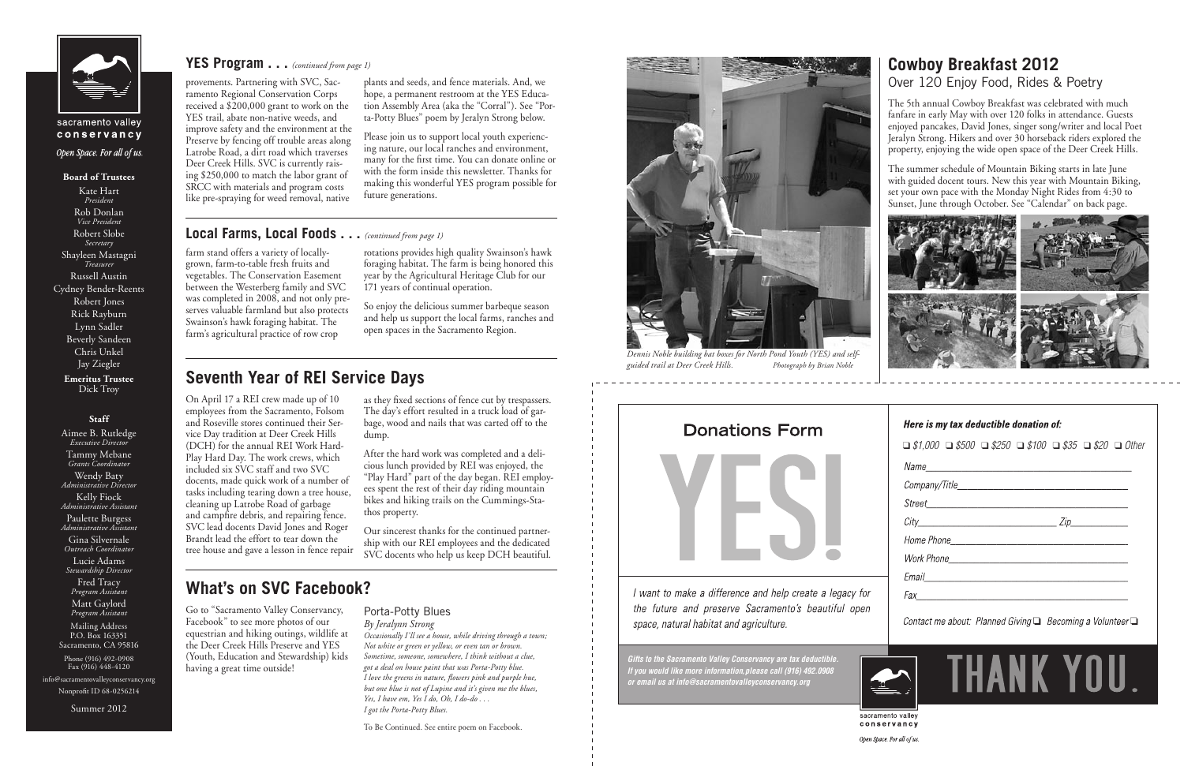sacramento valley
conservancy

*Open Space. For all of us.*

**Board of Trustees**

Kate Hart
*President*
Rob Donlan
*Vice President*
Robert Slobe
*Secretary*
Shayleen Mastagni
*Treasurer*
Russell Austin
Cydney Bender-Reents
Robert Jones
Rick Rayburn
Lynn Sadler
Beverly Sandeen
Chris Unkel
Jay Ziegler

**Emeritus Trustee**
Dick Troy

**Staff**

Aimee B. Rutledge
*Executive Director*
Tammy Mebane
*Grants Coordinator*
Wendy Baty
*Administrative Director*
Kelly Fiock
*Administrative Assistant*
Paulette Burgess
*Administrative Assistant*
Gina Silvernale
*Outreach Coordinator*
Lucie Adams
*Stewardship Director*
Fred Tracy
*Program Assistant*
Matt Gaylord
*Program Assistant*

Mailing Address
P.O. Box 163351
Sacramento, CA 95816

Phone (916) 492-0908
Fax (916) 448-4120

info@sacramentovalleyconservancy.org

Nonprofit ID 68-0256214

Summer 2012

## YES Program . . . *(continued from page 1)*

provements. Partnering with SVC, Sacramento Regional Conservation Corps received a $200,000 grant to work on the YES trail, abate non-native weeds, and improve safety and the environment at the Preserve by fencing off trouble areas along Latrobe Road, a dirt road which traverses Deer Creek Hills. SVC is currently raising $250,000 to match the labor grant of SRCC with materials and program costs like pre-spraying for weed removal, native plants and seeds, and fence materials. And, we hope, a permanent restroom at the YES Education Assembly Area (aka the "Corral"). See "Porta-Potty Blues" poem by Jeralyn Strong below.

Please join us to support local youth experiencing nature, our local ranches and environment, many for the first time. You can donate online or with the form inside this newsletter. Thanks for making this wonderful YES program possible for future generations.

## Local Farms, Local Foods . . . *(continued from page 1)*

farm stand offers a variety of locally-grown, farm-to-table fresh fruits and vegetables. The Conservation Easement between the Westerberg family and SVC was completed in 2008, and not only preserves valuable farmland but also protects Swainson's hawk foraging habitat. The farm's agricultural practice of row crop rotations provides high quality Swainson's hawk foraging habitat. The farm is being honored this year by the Agricultural Heritage Club for our 171 years of continual operation.

So enjoy the delicious summer barbeque season and help us support the local farms, ranches and open spaces in the Sacramento Region.

## Seventh Year of REI Service Days

On April 17 a REI crew made up of 10 employees from the Sacramento, Folsom and Roseville stores continued their Service Day tradition at Deer Creek Hills (DCH) for the annual REI Work Hard-Play Hard Day. The work crews, which included six SVC staff and two SVC docents, made quick work of a number of tasks including tearing down a tree house, cleaning up Latrobe Road of garbage and campfire debris, and repairing fence. SVC lead docents David Jones and Roger Brandt lead the effort to tear down the tree house and gave a lesson in fence repair as they fixed sections of fence cut by trespassers. The day's effort resulted in a truck load of garbage, wood and nails that was carted off to the dump.

After the hard work was completed and a delicious lunch provided by REI was enjoyed, the "Play Hard" part of the day began. REI employees spent the rest of their day riding mountain bikes and hiking trails on the Cummings-Stathos property.

Our sincerest thanks for the continued partnership with our REI employees and the dedicated SVC docents who help us keep DCH beautiful.

## What's on SVC Facebook?

Go to "Sacramento Valley Conservancy, Facebook" to see more photos of our equestrian and hiking outings, wildlife at the Deer Creek Hills Preserve and YES (Youth, Education and Stewardship) kids having a great time outside!

### Porta-Potty Blues

*By Jeralynn Strong*

*Occasionally I'll see a house, while driving through a town;*
*Not white or green or yellow, or even tan or brown.*
*Sometime, someone, somewhere, I think without a clue,*
*got a deal on house paint that was Porta-Potty blue.*
*I love the greens in nature, flowers pink and purple hue,*
*but one blue is not of Lupine and it's given me the blues,*
*Yes, I have em, Yes I do, Oh, I do-do . . .*
*I got the Porta-Potty Blues.*

To Be Continued. See entire poem on Facebook.

*Dennis Noble building bat boxes for North Pond Youth (YES) and self-guided trail at Deer Creek Hills.* Photograph by Brian Noble

## Cowboy Breakfast 2012

### Over 120 Enjoy Food, Rides & Poetry

The 5th annual Cowboy Breakfast was celebrated with much fanfare in early May with over 120 folks in attendance. Guests enjoyed pancakes, David Jones, singer song/writer and local Poet Jeralyn Strong. Hikers and over 30 horseback riders explored the property, enjoying the wide open space of the Deer Creek Hills.

The summer schedule of Mountain Biking starts in late June with guided docent tours. New this year with Mountain Biking, set your own pace with the Monday Night Rides from 4:30 to Sunset, June through October. See "Calendar" on back page.

## Donations Form

# YES!

*I want to make a difference and help create a legacy for the future and preserve Sacramento's beautiful open space, natural habitat and agriculture.*

***Gifts to the Sacramento Valley Conservancy are tax deductible. If you would like more information, please call (916) 492.0908 or email us at info@sacramentovalleyconservancy.org***

***Here is my tax deductible donation of:***

❑ $1,000 ❑ $500 ❑ $250 ❑ $100 ❑ $35 ❑ $20 ❑ Other

Name\_\_\_\_\_\_\_\_\_\_\_\_\_\_\_\_\_\_\_\_\_\_\_\_\_\_\_\_\_\_

Company/Title\_\_\_\_\_\_\_\_\_\_\_\_\_\_\_\_\_\_\_\_\_\_\_\_\_\_

Street\_\_\_\_\_\_\_\_\_\_\_\_\_\_\_\_\_\_\_\_\_\_\_\_\_\_\_\_\_\_

City\_\_\_\_\_\_\_\_\_\_\_\_\_\_\_\_\_\_\_\_ Zip\_\_\_\_\_\_\_\_\_

Home Phone\_\_\_\_\_\_\_\_\_\_\_\_\_\_\_\_\_\_\_\_\_\_\_\_\_\_\_

Work Phone\_\_\_\_\_\_\_\_\_\_\_\_\_\_\_\_\_\_\_\_\_\_\_\_\_\_\_

Email\_\_\_\_\_\_\_\_\_\_\_\_\_\_\_\_\_\_\_\_\_\_\_\_\_\_\_\_\_\_

Fax\_\_\_\_\_\_\_\_\_\_\_\_\_\_\_\_\_\_\_\_\_\_\_\_\_\_\_\_\_\_\_\_

Contact me about: Planned Giving ❑ Becoming a Volunteer ❑

# THANK YOU.

sacramento valley
conservancy

*Open Space. For all of us.*